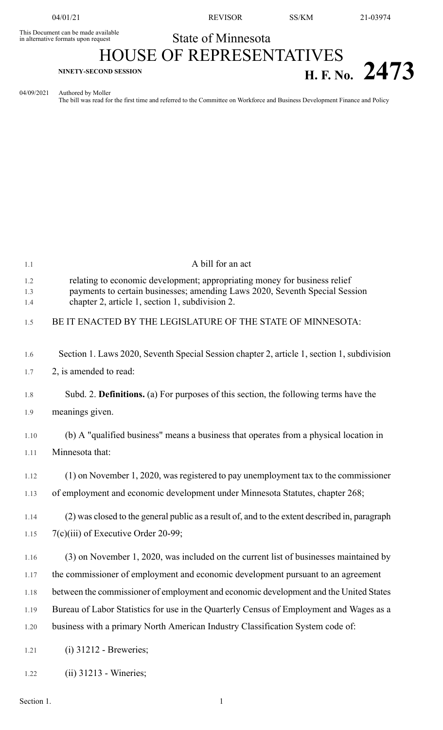This Document can be made available in alternative formats upon request

State of Minnesota

# HOUSE OF REPRESENTATIVES

**NINETY-SECOND SESSION**

**H. F. No. 2473**

04/09/2021 Authored by Moller

The bill was read for the first time and referred to the Committee on Workforce and Business Development Finance and Policy

A bill for an act

relating to economic development; appropriating money for business relief payments to certain businesses; amending Laws 2020, Seventh Special Session chapter 2, article 1, section 1, subdivision 2.

BE IT ENACTED BY THE LEGISLATURE OF THE STATE OF MINNESOTA:

Section 1. Laws 2020, Seventh Special Session chapter 2, article 1, section 1, subdivision 2, is amended to read:

Subd. 2. **Definitions.** (a) For purposes of this section, the following terms have the meanings given.

(b) A "qualified business" means a business that operates from a physical location in Minnesota that:

(1) on November 1, 2020, was registered to pay unemployment tax to the commissioner of employment and economic development under Minnesota Statutes, chapter 268;

(2) was closed to the general public as a result of, and to the extent described in, paragraph 7(c)(iii) of Executive Order 20-99;

(3) on November 1, 2020, was included on the current list of businesses maintained by the commissioner of employment and economic development pursuant to an agreement between the commissioner of employment and economic development and the United States Bureau of Labor Statistics for use in the Quarterly Census of Employment and Wages as a business with a primary North American Industry Classification System code of:

(i) 31212 - Breweries;

(ii) 31213 - Wineries;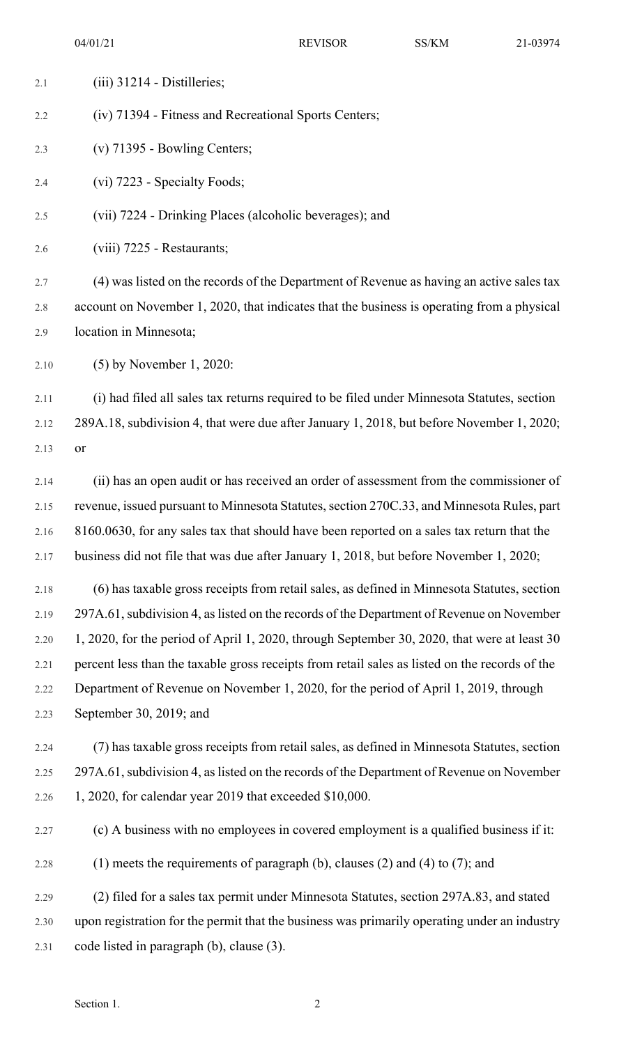(iii) 31214 - Distilleries;

(iv) 71394 - Fitness and Recreational Sports Centers;

(v) 71395 - Bowling Centers;

(vi) 7223 - Specialty Foods;

(vii) 7224 - Drinking Places (alcoholic beverages); and

(viii) 7225 - Restaurants;

(4) was listed on the records of the Department of Revenue as having an active sales tax account on November 1, 2020, that indicates that the business is operating from a physical location in Minnesota;

(5) by November 1, 2020:

(i) had filed all sales tax returns required to be filed under Minnesota Statutes, section 289A.18, subdivision 4, that were due after January 1, 2018, but before November 1, 2020; or

(ii) has an open audit or has received an order of assessment from the commissioner of revenue, issued pursuant to Minnesota Statutes, section 270C.33, and Minnesota Rules, part 8160.0630, for any sales tax that should have been reported on a sales tax return that the business did not file that was due after January 1, 2018, but before November 1, 2020;

(6) has taxable gross receipts from retail sales, as defined in Minnesota Statutes, section 297A.61, subdivision 4, as listed on the records of the Department of Revenue on November 1, 2020, for the period of April 1, 2020, through September 30, 2020, that were at least 30 percent less than the taxable gross receipts from retail sales as listed on the records of the Department of Revenue on November 1, 2020, for the period of April 1, 2019, through September 30, 2019; and

(7) has taxable gross receipts from retail sales, as defined in Minnesota Statutes, section 297A.61, subdivision 4, as listed on the records of the Department of Revenue on November 1, 2020, for calendar year 2019 that exceeded $10,000.

(c) A business with no employees in covered employment is a qualified business if it:

(1) meets the requirements of paragraph (b), clauses (2) and (4) to (7); and

(2) filed for a sales tax permit under Minnesota Statutes, section 297A.83, and stated upon registration for the permit that the business was primarily operating under an industry code listed in paragraph (b), clause (3).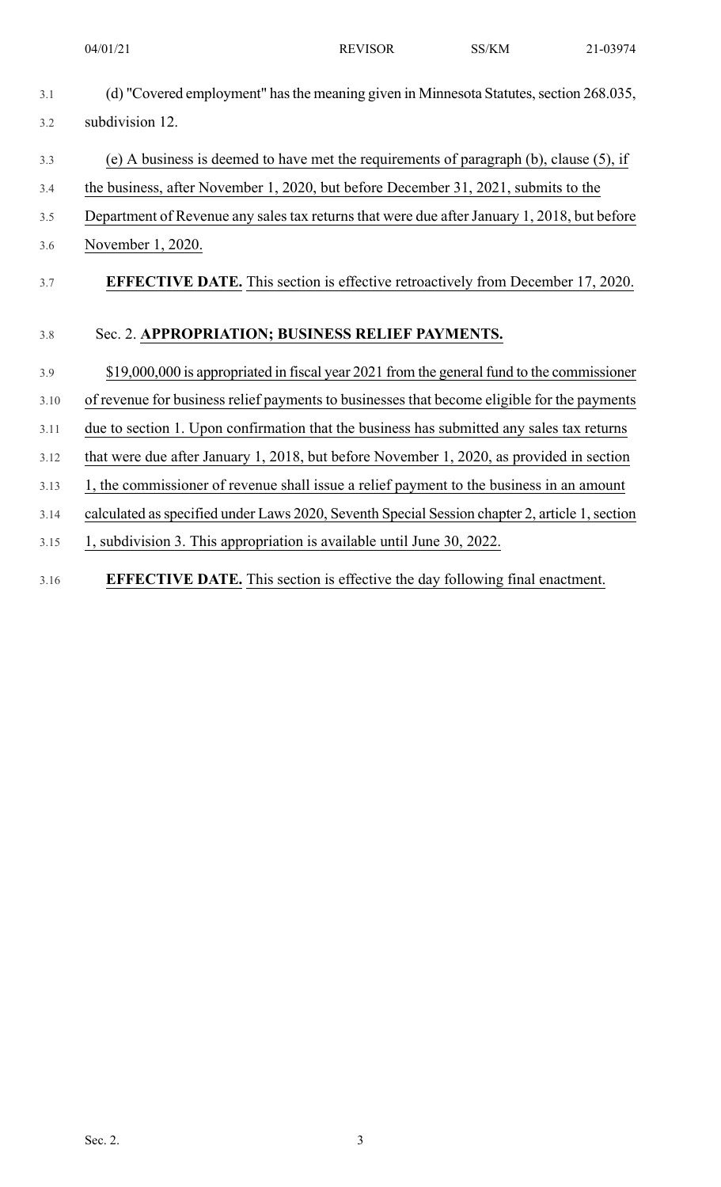(d) "Covered employment" has the meaning given in Minnesota Statutes, section 268.035, subdivision 12.

(e) A business is deemed to have met the requirements of paragraph (b), clause (5), if the business, after November 1, 2020, but before December 31, 2021, submits to the Department of Revenue any sales tax returns that were due after January 1, 2018, but before November 1, 2020.

**EFFECTIVE DATE.** This section is effective retroactively from December 17, 2020.

Sec. 2. **APPROPRIATION; BUSINESS RELIEF PAYMENTS.**

$19,000,000 is appropriated in fiscal year 2021 from the general fund to the commissioner of revenue for business relief payments to businesses that become eligible for the payments due to section 1. Upon confirmation that the business has submitted any sales tax returns that were due after January 1, 2018, but before November 1, 2020, as provided in section 1, the commissioner of revenue shall issue a relief payment to the business in an amount calculated as specified under Laws 2020, Seventh Special Session chapter 2, article 1, section 1, subdivision 3. This appropriation is available until June 30, 2022.

**EFFECTIVE DATE.** This section is effective the day following final enactment.